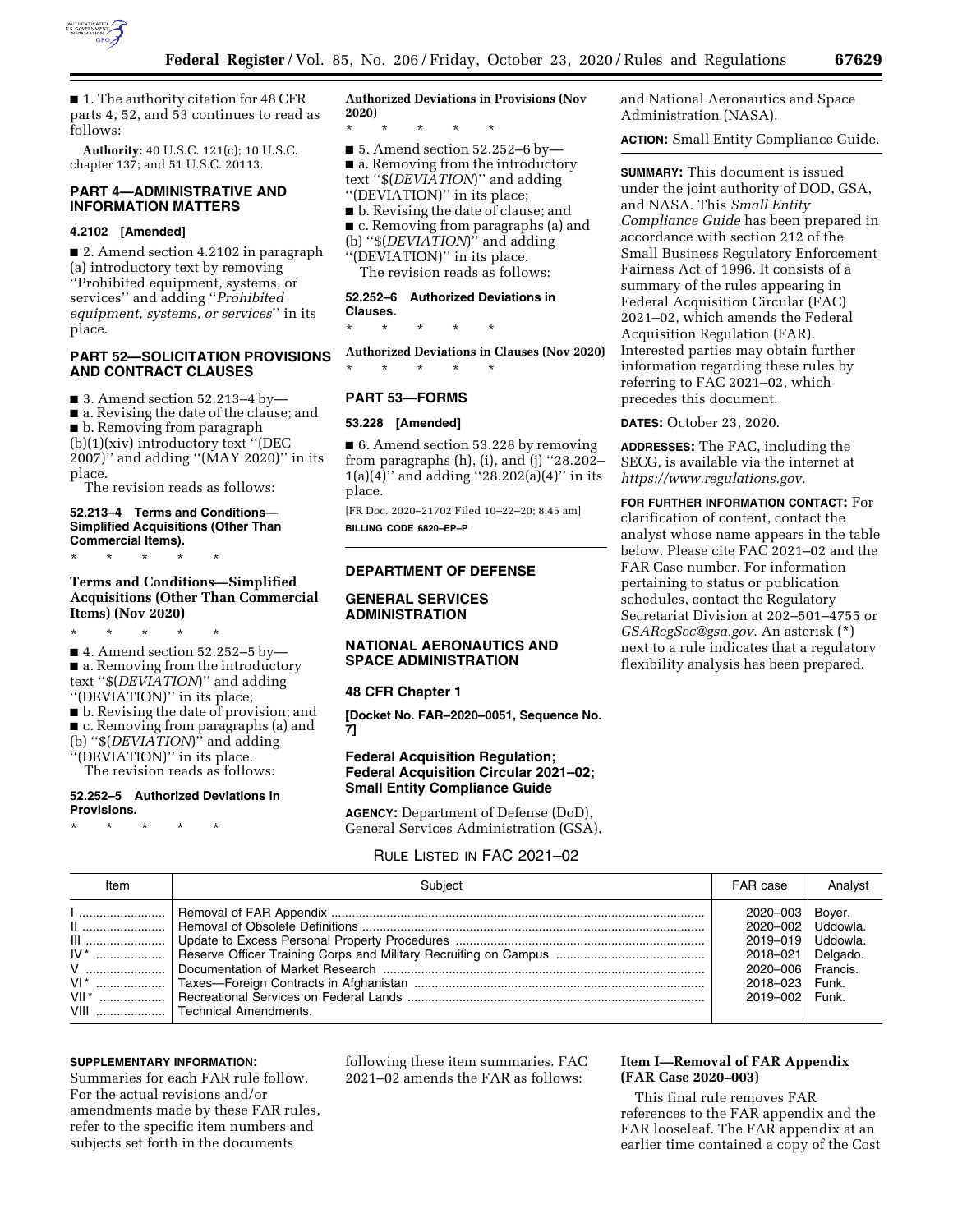■ 1. The authority citation for 48 CFR parts 4, 52, and 53 continues to read as follows:

**Authority:** 40 U.S.C. 121(c); 10 U.S.C. chapter 137; and 51 U.S.C. 20113.

## PART 4—ADMINISTRATIVE AND INFORMATION MATTERS

### 4.2102 [Amended]

■ 2. Amend section 4.2102 in paragraph (a) introductory text by removing ''Prohibited equipment, systems, or services'' and adding ''*Prohibited equipment, systems, or services*'' in its place.

## PART 52—SOLICITATION PROVISIONS AND CONTRACT CLAUSES

■ 3. Amend section 52.213–4 by—

■ a. Revising the date of the clause; and

■ b. Removing from paragraph (b)(1)(xiv) introductory text ''(DEC 2007)'' and adding ''(MAY 2020)'' in its place.

The revision reads as follows:

### 52.213–4 Terms and Conditions—Simplified Acquisitions (Other Than Commercial Items).

\* \* \* \* \*

**Terms and Conditions—Simplified Acquisitions (Other Than Commercial Items) (Nov 2020)**

\* \* \* \* \*

■ 4. Amend section 52.252–5 by—

■ a. Removing from the introductory text ''$(*DEVIATION*)'' and adding ''(DEVIATION)'' in its place;

■ b. Revising the date of provision; and

■ c. Removing from paragraphs (a) and (b) ''$(*DEVIATION*)'' and adding ''(DEVIATION)'' in its place.

The revision reads as follows:

### 52.252–5 Authorized Deviations in Provisions.

\* \* \* \* \*

**Authorized Deviations in Provisions (Nov 2020)**

\* \* \* \* \*

■ 5. Amend section 52.252–6 by—

■ a. Removing from the introductory text ''$(*DEVIATION*)'' and adding ''(DEVIATION)'' in its place;

■ b. Revising the date of clause; and

■ c. Removing from paragraphs (a) and (b) ''$(*DEVIATION*)'' and adding ''(DEVIATION)'' in its place.

The revision reads as follows:

### 52.252–6 Authorized Deviations in Clauses.

\* \* \* \* \*

**Authorized Deviations in Clauses (Nov 2020)**

\* \* \* \* \*

## PART 53—FORMS

### 53.228 [Amended]

■ 6. Amend section 53.228 by removing from paragraphs (h), (i), and (j) ''28.202–1(a)(4)'' and adding ''28.202(a)(4)'' in its place.

[FR Doc. 2020–21702 Filed 10–22–20; 8:45 am]

**BILLING CODE 6820–EP–P**

---

## DEPARTMENT OF DEFENSE

## GENERAL SERVICES ADMINISTRATION

## NATIONAL AERONAUTICS AND SPACE ADMINISTRATION

### 48 CFR Chapter 1

**[Docket No. FAR–2020–0051, Sequence No. 7]**

## Federal Acquisition Regulation; Federal Acquisition Circular 2021–02; Small Entity Compliance Guide

**AGENCY:** Department of Defense (DoD), General Services Administration (GSA), and National Aeronautics and Space Administration (NASA).

**ACTION:** Small Entity Compliance Guide.

**SUMMARY:** This document is issued under the joint authority of DOD, GSA, and NASA. This *Small Entity Compliance Guide* has been prepared in accordance with section 212 of the Small Business Regulatory Enforcement Fairness Act of 1996. It consists of a summary of the rules appearing in Federal Acquisition Circular (FAC) 2021–02, which amends the Federal Acquisition Regulation (FAR). Interested parties may obtain further information regarding these rules by referring to FAC 2021–02, which precedes this document.

**DATES:** October 23, 2020.

**ADDRESSES:** The FAC, including the SECG, is available via the internet at *https://www.regulations.gov.*

**FOR FURTHER INFORMATION CONTACT:** For clarification of content, contact the analyst whose name appears in the table below. Please cite FAC 2021–02 and the FAR Case number. For information pertaining to status or publication schedules, contact the Regulatory Secretariat Division at 202–501–4755 or *GSARegSec@gsa.gov.* An asterisk (*) next to a rule indicates that a regulatory flexibility analysis has been prepared.

RULE LISTED IN FAC 2021–02

| Item | Subject | FAR case | Analyst |
|---|---|---|---|
| I | Removal of FAR Appendix | 2020–003 | Boyer. |
| II | Removal of Obsolete Definitions | 2020–002 | Uddowla. |
| III | Update to Excess Personal Property Procedures | 2019–019 | Uddowla. |
| IV* | Reserve Officer Training Corps and Military Recruiting on Campus | 2018–021 | Delgado. |
| V | Documentation of Market Research | 2020–006 | Francis. |
| VI* | Taxes—Foreign Contracts in Afghanistan | 2018–023 | Funk. |
| VII* | Recreational Services on Federal Lands | 2019–002 | Funk. |
| VIII | Technical Amendments. | | |

**SUPPLEMENTARY INFORMATION:**

Summaries for each FAR rule follow. For the actual revisions and/or amendments made by these FAR rules, refer to the specific item numbers and subjects set forth in the documents following these item summaries. FAC 2021–02 amends the FAR as follows:

### Item I—Removal of FAR Appendix (FAR Case 2020–003)

This final rule removes FAR references to the FAR appendix and the FAR looseleaf. The FAR appendix at an earlier time contained a copy of the Cost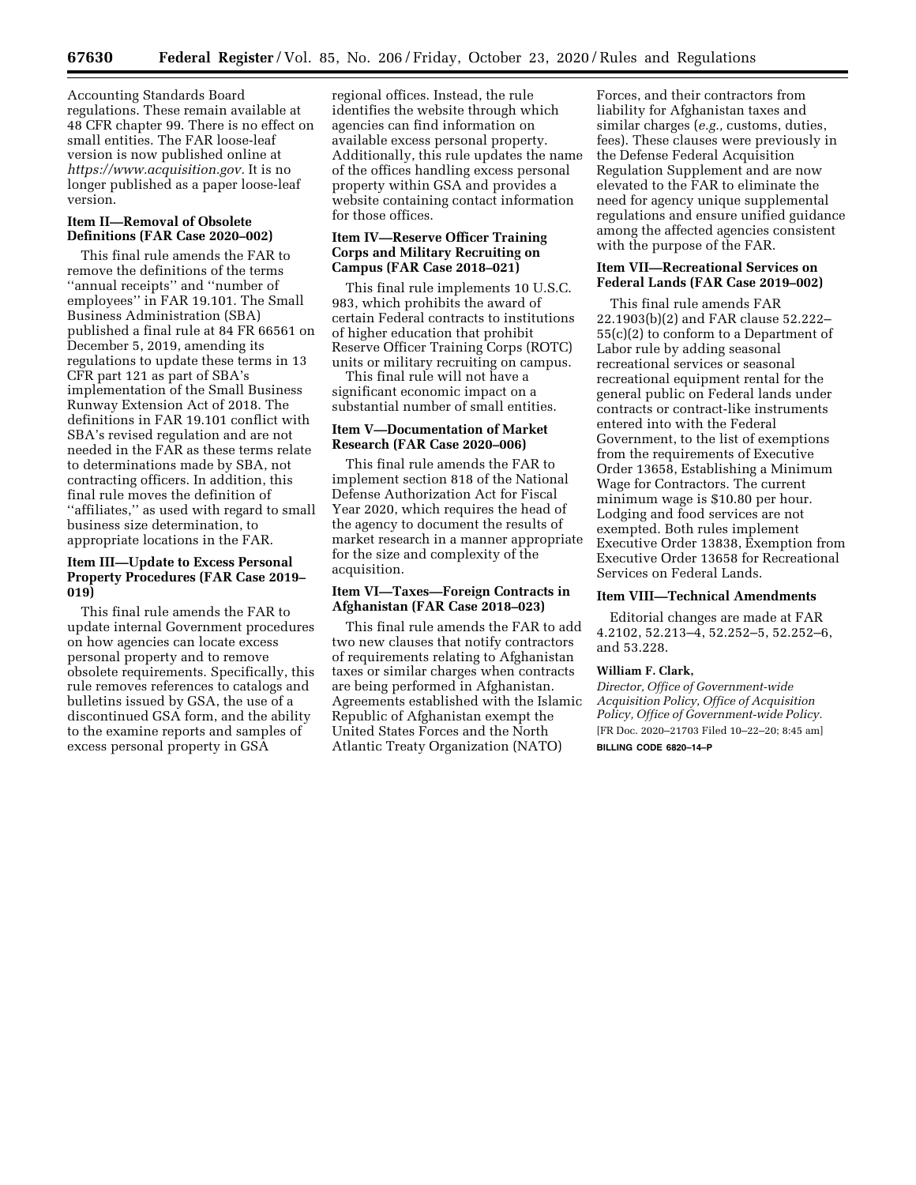Accounting Standards Board regulations. These remain available at 48 CFR chapter 99. There is no effect on small entities. The FAR loose-leaf version is now published online at *https://www.acquisition.gov.* It is no longer published as a paper loose-leaf version.

### Item II—Removal of Obsolete Definitions (FAR Case 2020–002)

This final rule amends the FAR to remove the definitions of the terms ''annual receipts'' and ''number of employees'' in FAR 19.101. The Small Business Administration (SBA) published a final rule at 84 FR 66561 on December 5, 2019, amending its regulations to update these terms in 13 CFR part 121 as part of SBA's implementation of the Small Business Runway Extension Act of 2018. The definitions in FAR 19.101 conflict with SBA's revised regulation and are not needed in the FAR as these terms relate to determinations made by SBA, not contracting officers. In addition, this final rule moves the definition of ''affiliates,'' as used with regard to small business size determination, to appropriate locations in the FAR.

### Item III—Update to Excess Personal Property Procedures (FAR Case 2019–019)

This final rule amends the FAR to update internal Government procedures on how agencies can locate excess personal property and to remove obsolete requirements. Specifically, this rule removes references to catalogs and bulletins issued by GSA, the use of a discontinued GSA form, and the ability to the examine reports and samples of excess personal property in GSA regional offices. Instead, the rule identifies the website through which agencies can find information on available excess personal property. Additionally, this rule updates the name of the offices handling excess personal property within GSA and provides a website containing contact information for those offices.

### Item IV—Reserve Officer Training Corps and Military Recruiting on Campus (FAR Case 2018–021)

This final rule implements 10 U.S.C. 983, which prohibits the award of certain Federal contracts to institutions of higher education that prohibit Reserve Officer Training Corps (ROTC) units or military recruiting on campus.

This final rule will not have a significant economic impact on a substantial number of small entities.

### Item V—Documentation of Market Research (FAR Case 2020–006)

This final rule amends the FAR to implement section 818 of the National Defense Authorization Act for Fiscal Year 2020, which requires the head of the agency to document the results of market research in a manner appropriate for the size and complexity of the acquisition.

### Item VI—Taxes—Foreign Contracts in Afghanistan (FAR Case 2018–023)

This final rule amends the FAR to add two new clauses that notify contractors of requirements relating to Afghanistan taxes or similar charges when contracts are being performed in Afghanistan. Agreements established with the Islamic Republic of Afghanistan exempt the United States Forces and the North Atlantic Treaty Organization (NATO) Forces, and their contractors from liability for Afghanistan taxes and similar charges (*e.g.,* customs, duties, fees). These clauses were previously in the Defense Federal Acquisition Regulation Supplement and are now elevated to the FAR to eliminate the need for agency unique supplemental regulations and ensure unified guidance among the affected agencies consistent with the purpose of the FAR.

### Item VII—Recreational Services on Federal Lands (FAR Case 2019–002)

This final rule amends FAR 22.1903(b)(2) and FAR clause 52.222–55(c)(2) to conform to a Department of Labor rule by adding seasonal recreational services or seasonal recreational equipment rental for the general public on Federal lands under contracts or contract-like instruments entered into with the Federal Government, to the list of exemptions from the requirements of Executive Order 13658, Establishing a Minimum Wage for Contractors. The current minimum wage is $10.80 per hour. Lodging and food services are not exempted. Both rules implement Executive Order 13838, Exemption from Executive Order 13658 for Recreational Services on Federal Lands.

### Item VIII—Technical Amendments

Editorial changes are made at FAR 4.2102, 52.213–4, 52.252–5, 52.252–6, and 53.228.

**William F. Clark,**

*Director, Office of Government-wide Acquisition Policy, Office of Acquisition Policy, Office of Government-wide Policy.*

[FR Doc. 2020–21703 Filed 10–22–20; 8:45 am]

**BILLING CODE 6820–14–P**